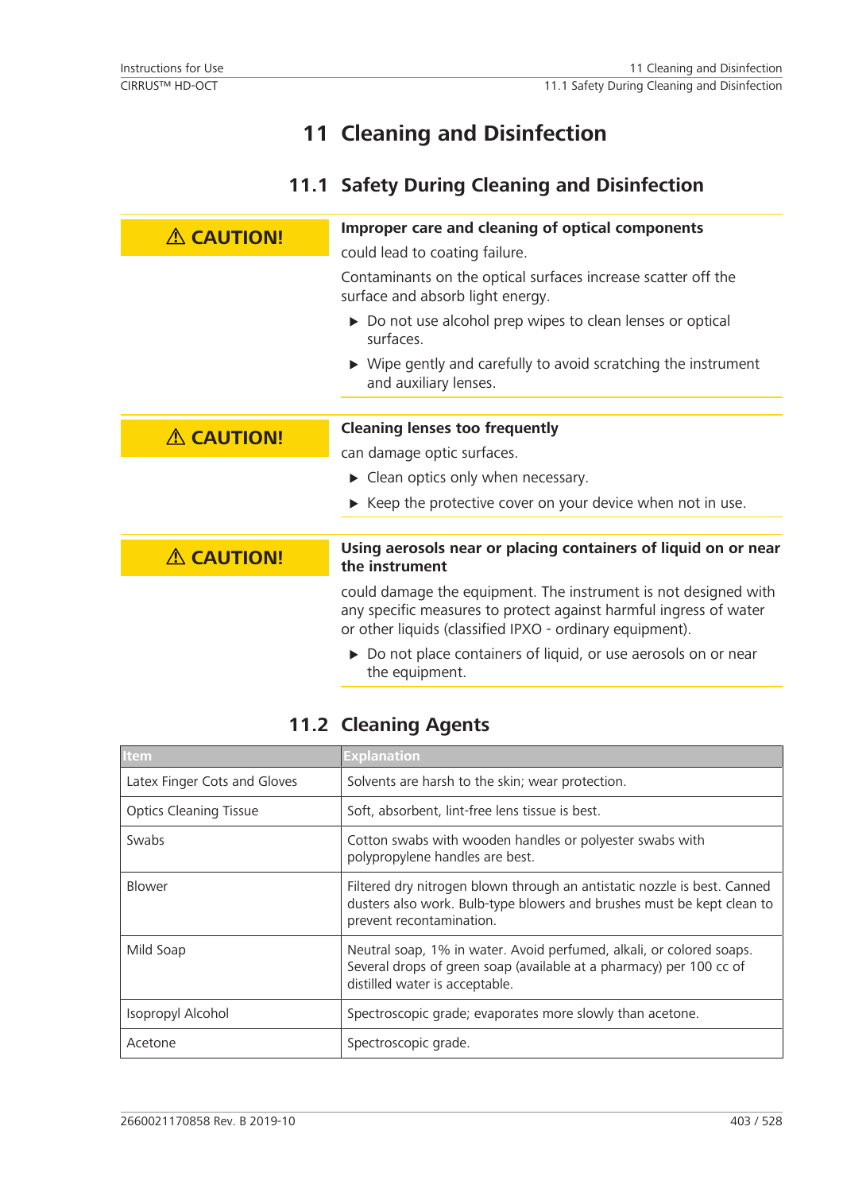# 11 Cleaning and Disinfection

## 11.1 Safety During Cleaning and Disinfection

**⚠ CAUTION!**

**Improper care and cleaning of optical components**

could lead to coating failure.

Contaminants on the optical surfaces increase scatter off the surface and absorb light energy.

- ▶ Do not use alcohol prep wipes to clean lenses or optical surfaces.
- ▶ Wipe gently and carefully to avoid scratching the instrument and auxiliary lenses.

**⚠ CAUTION!**

**Cleaning lenses too frequently**

can damage optic surfaces.

- ▶ Clean optics only when necessary.
- ▶ Keep the protective cover on your device when not in use.

**⚠ CAUTION!**

**Using aerosols near or placing containers of liquid on or near the instrument**

could damage the equipment. The instrument is not designed with any specific measures to protect against harmful ingress of water or other liquids (classified IPXO - ordinary equipment).

- ▶ Do not place containers of liquid, or use aerosols on or near the equipment.

## 11.2 Cleaning Agents

| Item | Explanation |
| --- | --- |
| Latex Finger Cots and Gloves | Solvents are harsh to the skin; wear protection. |
| Optics Cleaning Tissue | Soft, absorbent, lint-free lens tissue is best. |
| Swabs | Cotton swabs with wooden handles or polyester swabs with polypropylene handles are best. |
| Blower | Filtered dry nitrogen blown through an antistatic nozzle is best. Canned dusters also work. Bulb-type blowers and brushes must be kept clean to prevent recontamination. |
| Mild Soap | Neutral soap, 1% in water. Avoid perfumed, alkali, or colored soaps. Several drops of green soap (available at a pharmacy) per 100 cc of distilled water is acceptable. |
| Isopropyl Alcohol | Spectroscopic grade; evaporates more slowly than acetone. |
| Acetone | Spectroscopic grade. |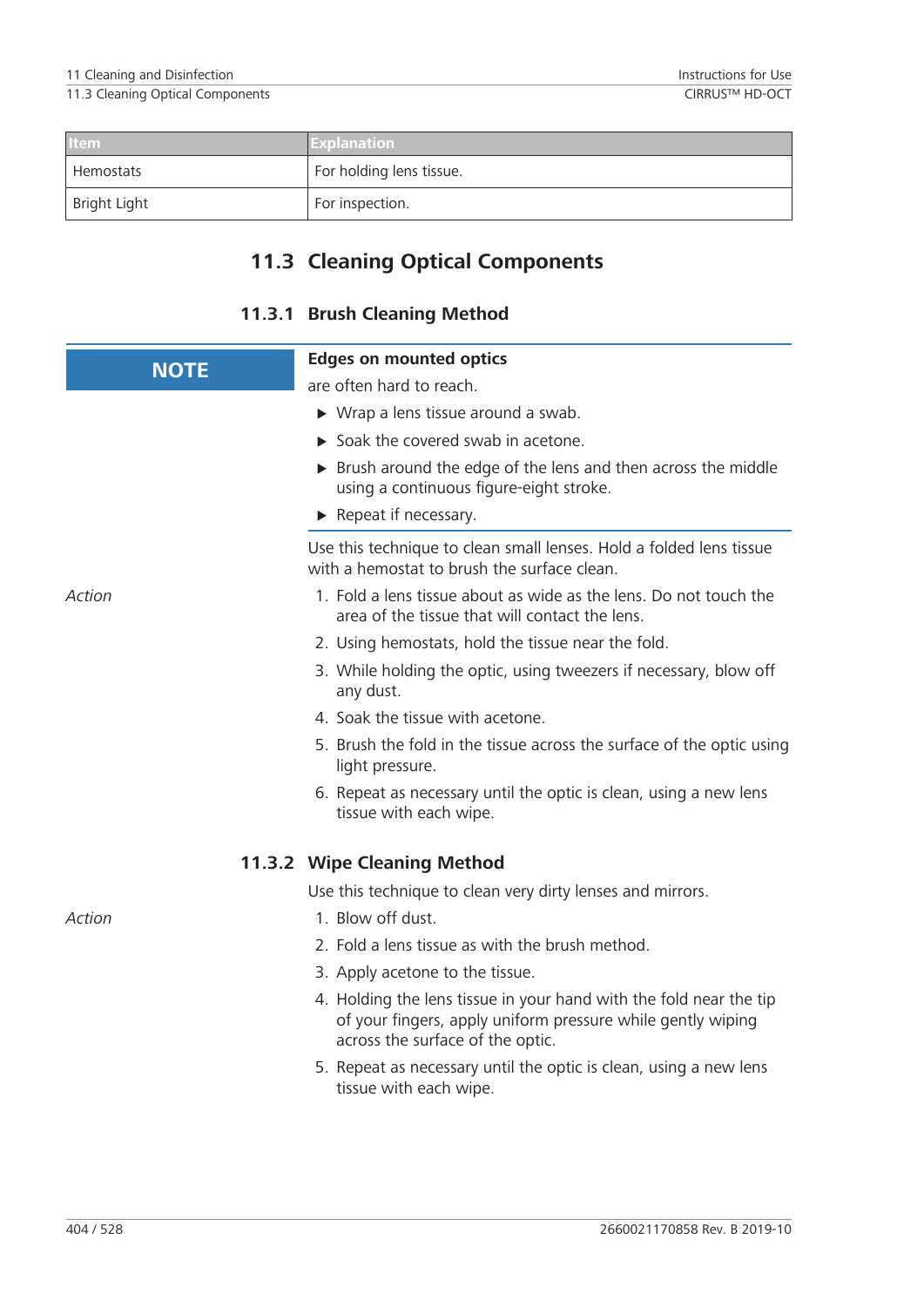| Item | Explanation |
|---|---|
| Hemostats | For holding lens tissue. |
| Bright Light | For inspection. |

## 11.3 Cleaning Optical Components

### 11.3.1 Brush Cleaning Method

**NOTE**

**Edges on mounted optics**

are often hard to reach.

- Wrap a lens tissue around a swab.
- Soak the covered swab in acetone.
- Brush around the edge of the lens and then across the middle using a continuous figure-eight stroke.
- Repeat if necessary.

Use this technique to clean small lenses. Hold a folded lens tissue with a hemostat to brush the surface clean.

*Action*

1. Fold a lens tissue about as wide as the lens. Do not touch the area of the tissue that will contact the lens.
2. Using hemostats, hold the tissue near the fold.
3. While holding the optic, using tweezers if necessary, blow off any dust.
4. Soak the tissue with acetone.
5. Brush the fold in the tissue across the surface of the optic using light pressure.
6. Repeat as necessary until the optic is clean, using a new lens tissue with each wipe.

### 11.3.2 Wipe Cleaning Method

Use this technique to clean very dirty lenses and mirrors.

*Action*

1. Blow off dust.
2. Fold a lens tissue as with the brush method.
3. Apply acetone to the tissue.
4. Holding the lens tissue in your hand with the fold near the tip of your fingers, apply uniform pressure while gently wiping across the surface of the optic.
5. Repeat as necessary until the optic is clean, using a new lens tissue with each wipe.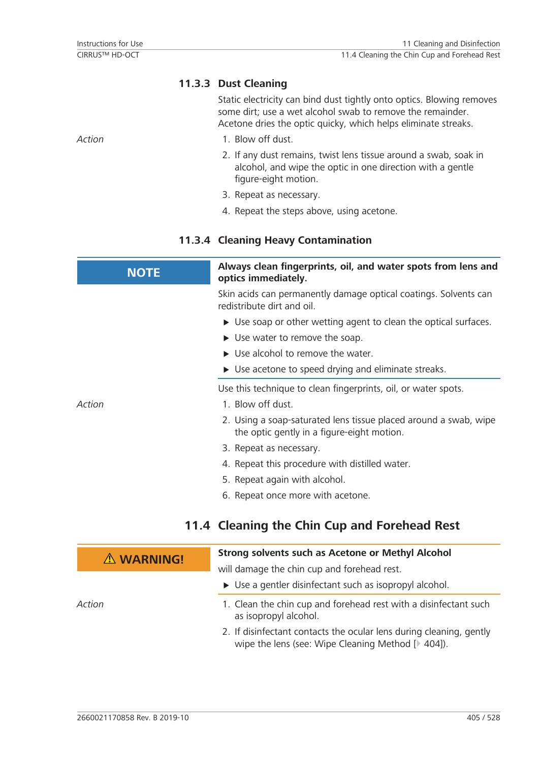### 11.3.3 Dust Cleaning

Static electricity can bind dust tightly onto optics. Blowing removes some dirt; use a wet alcohol swab to remove the remainder. Acetone dries the optic quicky, which helps eliminate streaks.

*Action*

1. Blow off dust.
2. If any dust remains, twist lens tissue around a swab, soak in alcohol, and wipe the optic in one direction with a gentle figure-eight motion.
3. Repeat as necessary.
4. Repeat the steps above, using acetone.

### 11.3.4 Cleaning Heavy Contamination

**NOTE**

**Always clean fingerprints, oil, and water spots from lens and optics immediately.**

Skin acids can permanently damage optical coatings. Solvents can redistribute dirt and oil.

- ▶ Use soap or other wetting agent to clean the optical surfaces.
- ▶ Use water to remove the soap.
- ▶ Use alcohol to remove the water.
- ▶ Use acetone to speed drying and eliminate streaks.

Use this technique to clean fingerprints, oil, or water spots.

*Action*

1. Blow off dust.
2. Using a soap-saturated lens tissue placed around a swab, wipe the optic gently in a figure-eight motion.
3. Repeat as necessary.
4. Repeat this procedure with distilled water.
5. Repeat again with alcohol.
6. Repeat once more with acetone.

## 11.4 Cleaning the Chin Cup and Forehead Rest

**⚠ WARNING!**

**Strong solvents such as Acetone or Methyl Alcohol**

will damage the chin cup and forehead rest.

- ▶ Use a gentler disinfectant such as isopropyl alcohol.

*Action*

1. Clean the chin cup and forehead rest with a disinfectant such as isopropyl alcohol.
2. If disinfectant contacts the ocular lens during cleaning, gently wipe the lens (see: Wipe Cleaning Method [▸ 404]).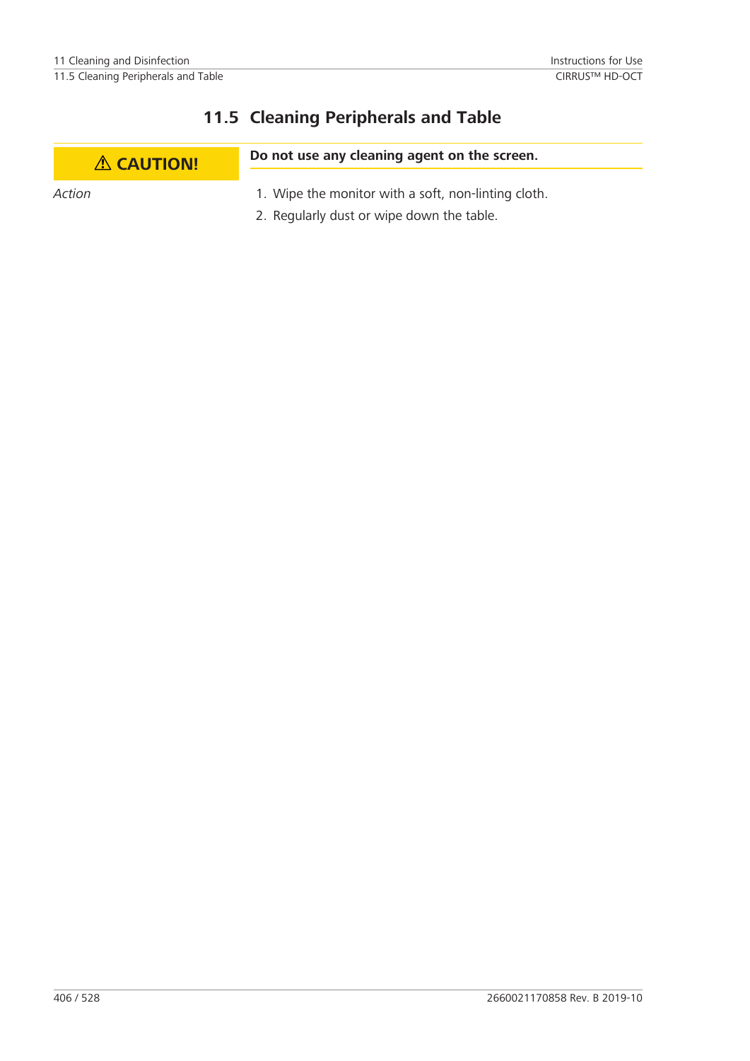## 11.5 Cleaning Peripherals and Table

**⚠ CAUTION!** **Do not use any cleaning agent on the screen.**

*Action*

1. Wipe the monitor with a soft, non-linting cloth.
2. Regularly dust or wipe down the table.